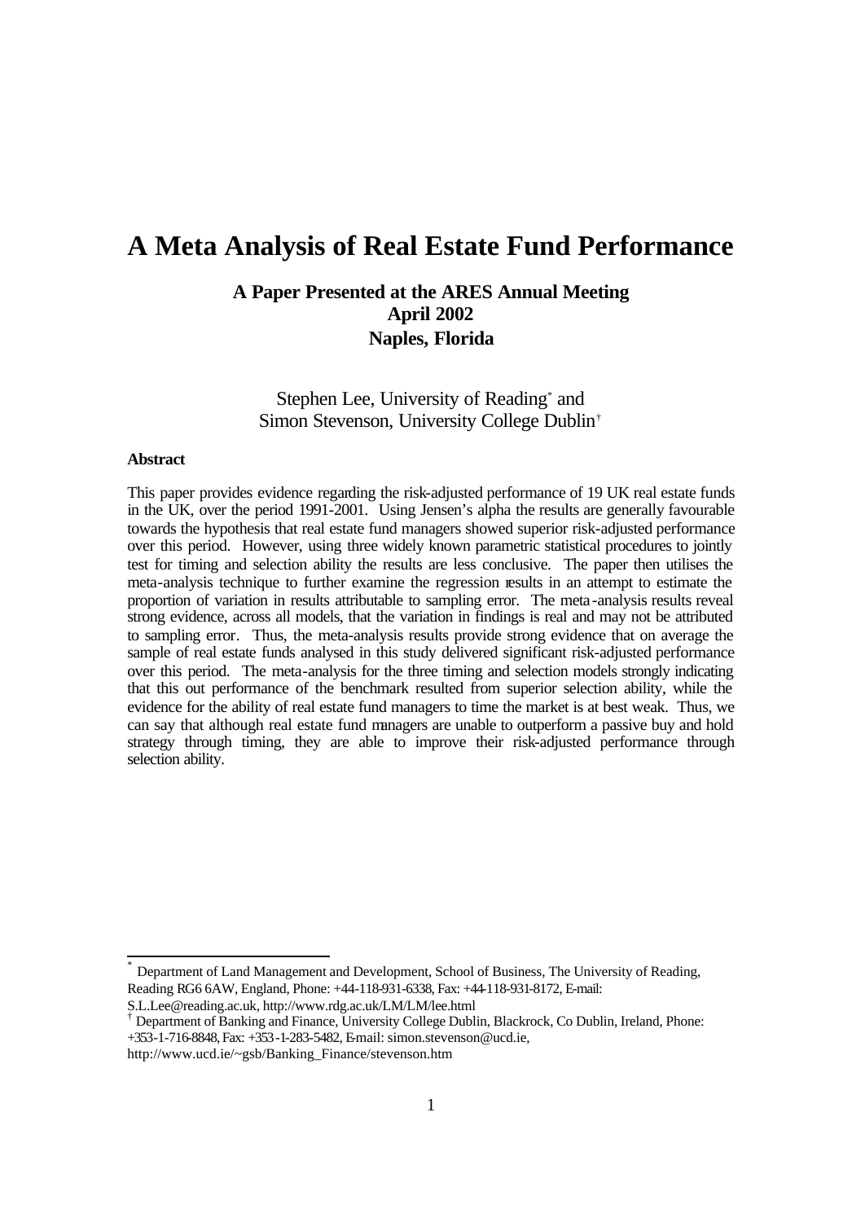# A Meta Analysis of Real Estate Fund Performance

**A Paper Presented at the ARES Annual Meeting**
**April 2002**
**Naples, Florida**

Stephen Lee, University of Reading* and
Simon Stevenson, University College Dublin†

**Abstract**

This paper provides evidence regarding the risk-adjusted performance of 19 UK real estate funds in the UK, over the period 1991-2001. Using Jensen's alpha the results are generally favourable towards the hypothesis that real estate fund managers showed superior risk-adjusted performance over this period. However, using three widely known parametric statistical procedures to jointly test for timing and selection ability the results are less conclusive. The paper then utilises the meta-analysis technique to further examine the regression results in an attempt to estimate the proportion of variation in results attributable to sampling error. The meta-analysis results reveal strong evidence, across all models, that the variation in findings is real and may not be attributed to sampling error. Thus, the meta-analysis results provide strong evidence that on average the sample of real estate funds analysed in this study delivered significant risk-adjusted performance over this period. The meta-analysis for the three timing and selection models strongly indicating that this out performance of the benchmark resulted from superior selection ability, while the evidence for the ability of real estate fund managers to time the market is at best weak. Thus, we can say that although real estate fund managers are unable to outperform a passive buy and hold strategy through timing, they are able to improve their risk-adjusted performance through selection ability.

---

* Department of Land Management and Development, School of Business, The University of Reading, Reading RG6 6AW, England, Phone: +44-118-931-6338, Fax: +44-118-931-8172, E-mail: S.L.Lee@reading.ac.uk, http://www.rdg.ac.uk/LM/LM/lee.html

† Department of Banking and Finance, University College Dublin, Blackrock, Co Dublin, Ireland, Phone: +353-1-716-8848, Fax: +353-1-283-5482, E-mail: simon.stevenson@ucd.ie, http://www.ucd.ie/~gsb/Banking_Finance/stevenson.htm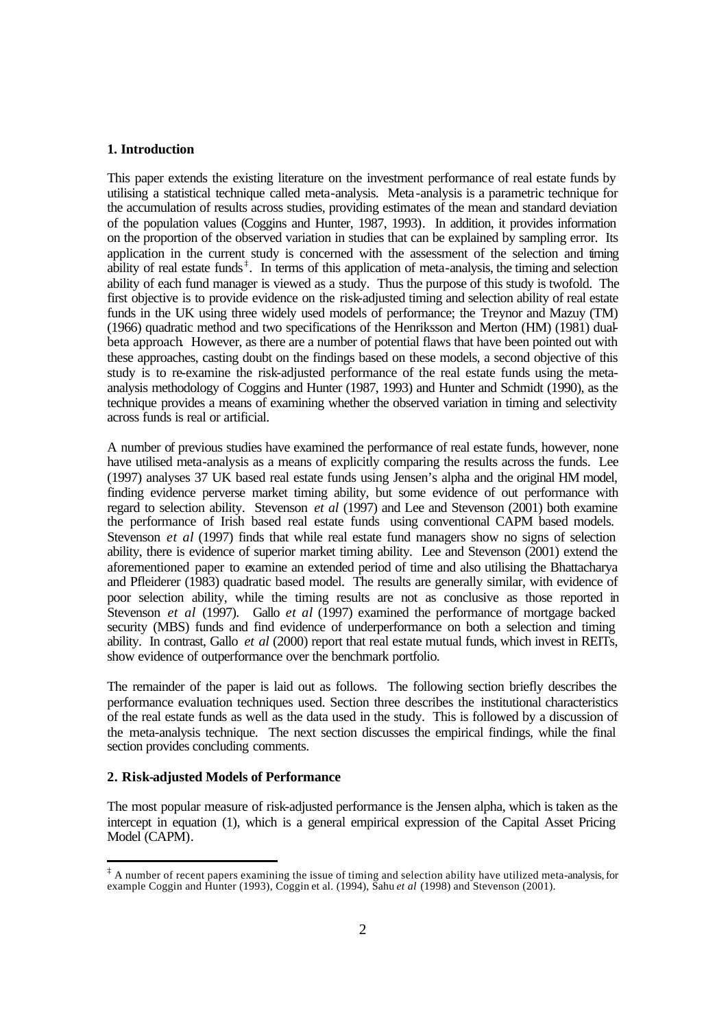## 1. Introduction

This paper extends the existing literature on the investment performance of real estate funds by utilising a statistical technique called meta-analysis. Meta-analysis is a parametric technique for the accumulation of results across studies, providing estimates of the mean and standard deviation of the population values (Coggins and Hunter, 1987, 1993). In addition, it provides information on the proportion of the observed variation in studies that can be explained by sampling error. Its application in the current study is concerned with the assessment of the selection and timing ability of real estate funds[‡]. In terms of this application of meta-analysis, the timing and selection ability of each fund manager is viewed as a study. Thus the purpose of this study is twofold. The first objective is to provide evidence on the risk-adjusted timing and selection ability of real estate funds in the UK using three widely used models of performance; the Treynor and Mazuy (TM) (1966) quadratic method and two specifications of the Henriksson and Merton (HM) (1981) dual-beta approach. However, as there are a number of potential flaws that have been pointed out with these approaches, casting doubt on the findings based on these models, a second objective of this study is to re-examine the risk-adjusted performance of the real estate funds using the meta-analysis methodology of Coggins and Hunter (1987, 1993) and Hunter and Schmidt (1990), as the technique provides a means of examining whether the observed variation in timing and selectivity across funds is real or artificial.

A number of previous studies have examined the performance of real estate funds, however, none have utilised meta-analysis as a means of explicitly comparing the results across the funds. Lee (1997) analyses 37 UK based real estate funds using Jensen's alpha and the original HM model, finding evidence perverse market timing ability, but some evidence of out performance with regard to selection ability. Stevenson *et al* (1997) and Lee and Stevenson (2001) both examine the performance of Irish based real estate funds using conventional CAPM based models. Stevenson *et al* (1997) finds that while real estate fund managers show no signs of selection ability, there is evidence of superior market timing ability. Lee and Stevenson (2001) extend the aforementioned paper to examine an extended period of time and also utilising the Bhattacharya and Pfleiderer (1983) quadratic based model. The results are generally similar, with evidence of poor selection ability, while the timing results are not as conclusive as those reported in Stevenson *et al* (1997). Gallo *et al* (1997) examined the performance of mortgage backed security (MBS) funds and find evidence of underperformance on both a selection and timing ability. In contrast, Gallo *et al* (2000) report that real estate mutual funds, which invest in REITs, show evidence of outperformance over the benchmark portfolio.

The remainder of the paper is laid out as follows. The following section briefly describes the performance evaluation techniques used. Section three describes the institutional characteristics of the real estate funds as well as the data used in the study. This is followed by a discussion of the meta-analysis technique. The next section discusses the empirical findings, while the final section provides concluding comments.

## 2. Risk-adjusted Models of Performance

The most popular measure of risk-adjusted performance is the Jensen alpha, which is taken as the intercept in equation (1), which is a general empirical expression of the Capital Asset Pricing Model (CAPM).

---

[‡] A number of recent papers examining the issue of timing and selection ability have utilized meta-analysis, for example Coggin and Hunter (1993), Coggin et al. (1994), Sahu *et al* (1998) and Stevenson (2001).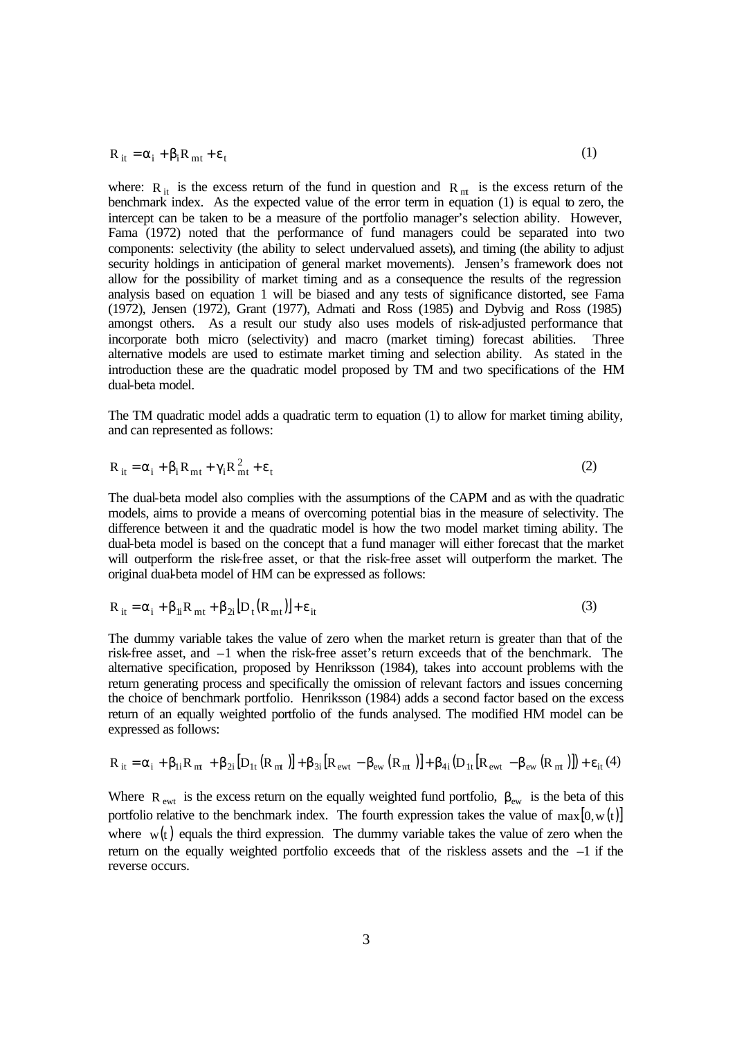$$R_{it} = \alpha_i + \beta_i R_{mt} + \varepsilon_t \tag{1}$$

where: $R_{it}$ is the excess return of the fund in question and $R_{mt}$ is the excess return of the benchmark index. As the expected value of the error term in equation (1) is equal to zero, the intercept can be taken to be a measure of the portfolio manager's selection ability. However, Fama (1972) noted that the performance of fund managers could be separated into two components: selectivity (the ability to select undervalued assets), and timing (the ability to adjust security holdings in anticipation of general market movements). Jensen's framework does not allow for the possibility of market timing and as a consequence the results of the regression analysis based on equation 1 will be biased and any tests of significance distorted, see Fama (1972), Jensen (1972), Grant (1977), Admati and Ross (1985) and Dybvig and Ross (1985) amongst others. As a result our study also uses models of risk-adjusted performance that incorporate both micro (selectivity) and macro (market timing) forecast abilities. Three alternative models are used to estimate market timing and selection ability. As stated in the introduction these are the quadratic model proposed by TM and two specifications of the HM dual-beta model.

The TM quadratic model adds a quadratic term to equation (1) to allow for market timing ability, and can represented as follows:

$$R_{it} = \alpha_i + \beta_i R_{mt} + \gamma_i R_{mt}^2 + \varepsilon_t \tag{2}$$

The dual-beta model also complies with the assumptions of the CAPM and as with the quadratic models, aims to provide a means of overcoming potential bias in the measure of selectivity. The difference between it and the quadratic model is how the two model market timing ability. The dual-beta model is based on the concept that a fund manager will either forecast that the market will outperform the risk-free asset, or that the risk-free asset will outperform the market. The original dual-beta model of HM can be expressed as follows:

$$R_{it} = \alpha_i + \beta_{1i} R_{mt} + \beta_{2i} \left[ D_t \left( R_{mt} \right) \right] + \varepsilon_{it} \tag{3}$$

The dummy variable takes the value of zero when the market return is greater than that of the risk-free asset, and –1 when the risk-free asset's return exceeds that of the benchmark. The alternative specification, proposed by Henriksson (1984), takes into account problems with the return generating process and specifically the omission of relevant factors and issues concerning the choice of benchmark portfolio. Henriksson (1984) adds a second factor based on the excess return of an equally weighted portfolio of the funds analysed. The modified HM model can be expressed as follows:

$$R_{it} = \alpha_i + \beta_{1i} R_{mt} + \beta_{2i} \left[ D_{1t} \left( R_{mt} \right) \right] + \beta_{3i} \left[ R_{ewt} - \beta_{ew} \left( R_{mt} \right) \right] + \beta_{4i} \left( D_{1t} \left[ R_{ewt} - \beta_{ew} \left( R_{mt} \right) \right] \right) + \varepsilon_{it} \tag{4}$$

Where $R_{ewt}$ is the excess return on the equally weighted fund portfolio, $\beta_{ew}$ is the beta of this portfolio relative to the benchmark index. The fourth expression takes the value of $\max[0, w(t)]$ where $w(t)$ equals the third expression. The dummy variable takes the value of zero when the return on the equally weighted portfolio exceeds that of the riskless assets and the –1 if the reverse occurs.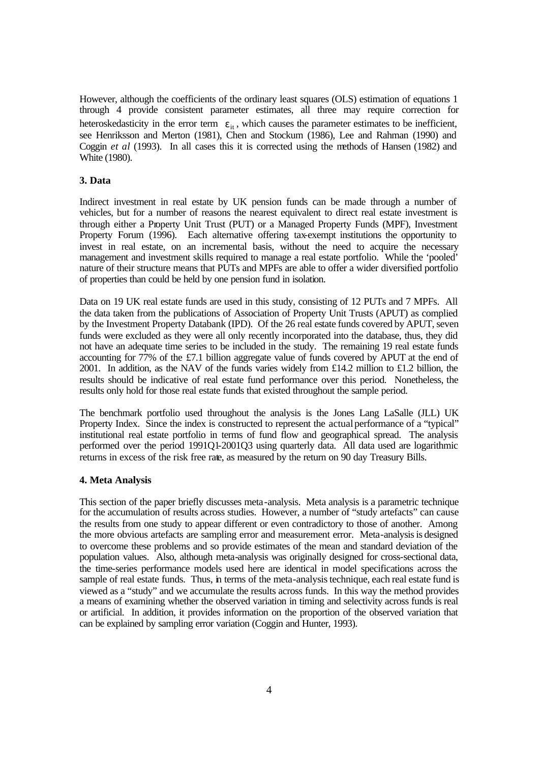However, although the coefficients of the ordinary least squares (OLS) estimation of equations 1 through 4 provide consistent parameter estimates, all three may require correction for heteroskedasticity in the error term $\varepsilon_{it}$, which causes the parameter estimates to be inefficient, see Henriksson and Merton (1981), Chen and Stockum (1986), Lee and Rahman (1990) and Coggin *et al* (1993). In all cases this it is corrected using the methods of Hansen (1982) and White (1980).

### 3. Data

Indirect investment in real estate by UK pension funds can be made through a number of vehicles, but for a number of reasons the nearest equivalent to direct real estate investment is through either a Property Unit Trust (PUT) or a Managed Property Funds (MPF), Investment Property Forum (1996). Each alternative offering tax-exempt institutions the opportunity to invest in real estate, on an incremental basis, without the need to acquire the necessary management and investment skills required to manage a real estate portfolio. While the 'pooled' nature of their structure means that PUTs and MPFs are able to offer a wider diversified portfolio of properties than could be held by one pension fund in isolation.

Data on 19 UK real estate funds are used in this study, consisting of 12 PUTs and 7 MPFs. All the data taken from the publications of Association of Property Unit Trusts (APUT) as complied by the Investment Property Databank (IPD). Of the 26 real estate funds covered by APUT, seven funds were excluded as they were all only recently incorporated into the database, thus, they did not have an adequate time series to be included in the study. The remaining 19 real estate funds accounting for 77% of the £7.1 billion aggregate value of funds covered by APUT at the end of 2001. In addition, as the NAV of the funds varies widely from £14.2 million to £1.2 billion, the results should be indicative of real estate fund performance over this period. Nonetheless, the results only hold for those real estate funds that existed throughout the sample period.

The benchmark portfolio used throughout the analysis is the Jones Lang LaSalle (JLL) UK Property Index. Since the index is constructed to represent the actual performance of a "typical" institutional real estate portfolio in terms of fund flow and geographical spread. The analysis performed over the period 1991Q1-2001Q3 using quarterly data. All data used are logarithmic returns in excess of the risk free rate, as measured by the return on 90 day Treasury Bills.

### 4. Meta Analysis

This section of the paper briefly discusses meta-analysis. Meta analysis is a parametric technique for the accumulation of results across studies. However, a number of "study artefacts" can cause the results from one study to appear different or even contradictory to those of another. Among the more obvious artefacts are sampling error and measurement error. Meta-analysis is designed to overcome these problems and so provide estimates of the mean and standard deviation of the population values. Also, although meta-analysis was originally designed for cross-sectional data, the time-series performance models used here are identical in model specifications across the sample of real estate funds. Thus, in terms of the meta-analysis technique, each real estate fund is viewed as a "study" and we accumulate the results across funds. In this way the method provides a means of examining whether the observed variation in timing and selectivity across funds is real or artificial. In addition, it provides information on the proportion of the observed variation that can be explained by sampling error variation (Coggin and Hunter, 1993).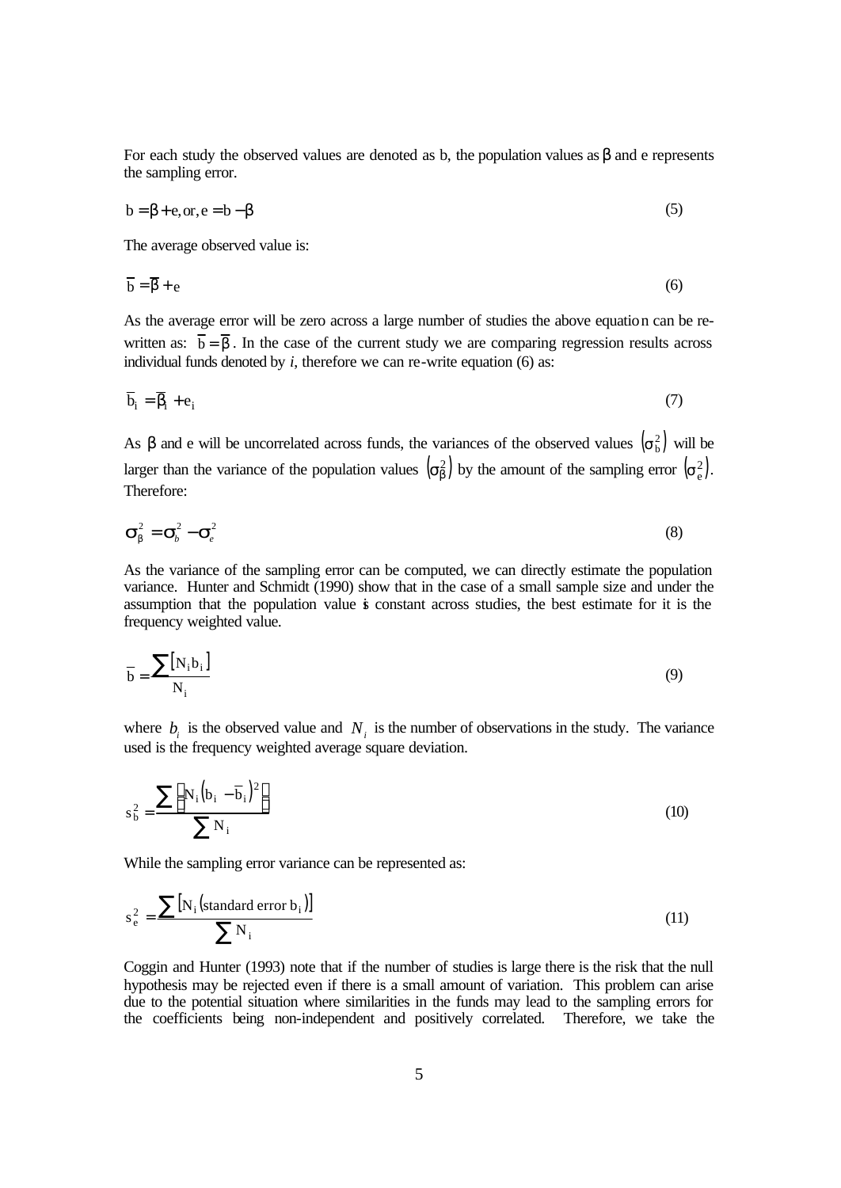For each study the observed values are denoted as b, the population values as β and e represents the sampling error.

$$b = \beta + e, \text{or}, e = b - \beta \tag{5}$$

The average observed value is:

$$\bar{b} = \bar{\beta} + e \tag{6}$$

As the average error will be zero across a large number of studies the above equation can be re-written as: $\bar{b} = \bar{\beta}$. In the case of the current study we are comparing regression results across individual funds denoted by *i*, therefore we can re-write equation (6) as:

$$\bar{b}_i = \bar{\beta}_i + e_i \tag{7}$$

As β and e will be uncorrelated across funds, the variances of the observed values $(\sigma_b^2)$ will be larger than the variance of the population values $(\sigma_\beta^2)$ by the amount of the sampling error $(\sigma_e^2)$. Therefore:

$$\sigma_\beta^2 = \sigma_b^2 - \sigma_e^2 \tag{8}$$

As the variance of the sampling error can be computed, we can directly estimate the population variance. Hunter and Schmidt (1990) show that in the case of a small sample size and under the assumption that the population value is constant across studies, the best estimate for it is the frequency weighted value.

$$\bar{b} = \frac{\sum [N_i b_i]}{N_i} \tag{9}$$

where $b_i$ is the observed value and $N_i$ is the number of observations in the study. The variance used is the frequency weighted average square deviation.

$$s_b^2 = \frac{\sum \left[N_i \left(b_i - \bar{b}_i\right)^2\right]}{\sum N_i} \tag{10}$$

While the sampling error variance can be represented as:

$$s_e^2 = \frac{\sum [N_i (\text{standard error } b_i)]}{\sum N_i} \tag{11}$$

Coggin and Hunter (1993) note that if the number of studies is large there is the risk that the null hypothesis may be rejected even if there is a small amount of variation. This problem can arise due to the potential situation where similarities in the funds may lead to the sampling errors for the coefficients being non-independent and positively correlated. Therefore, we take the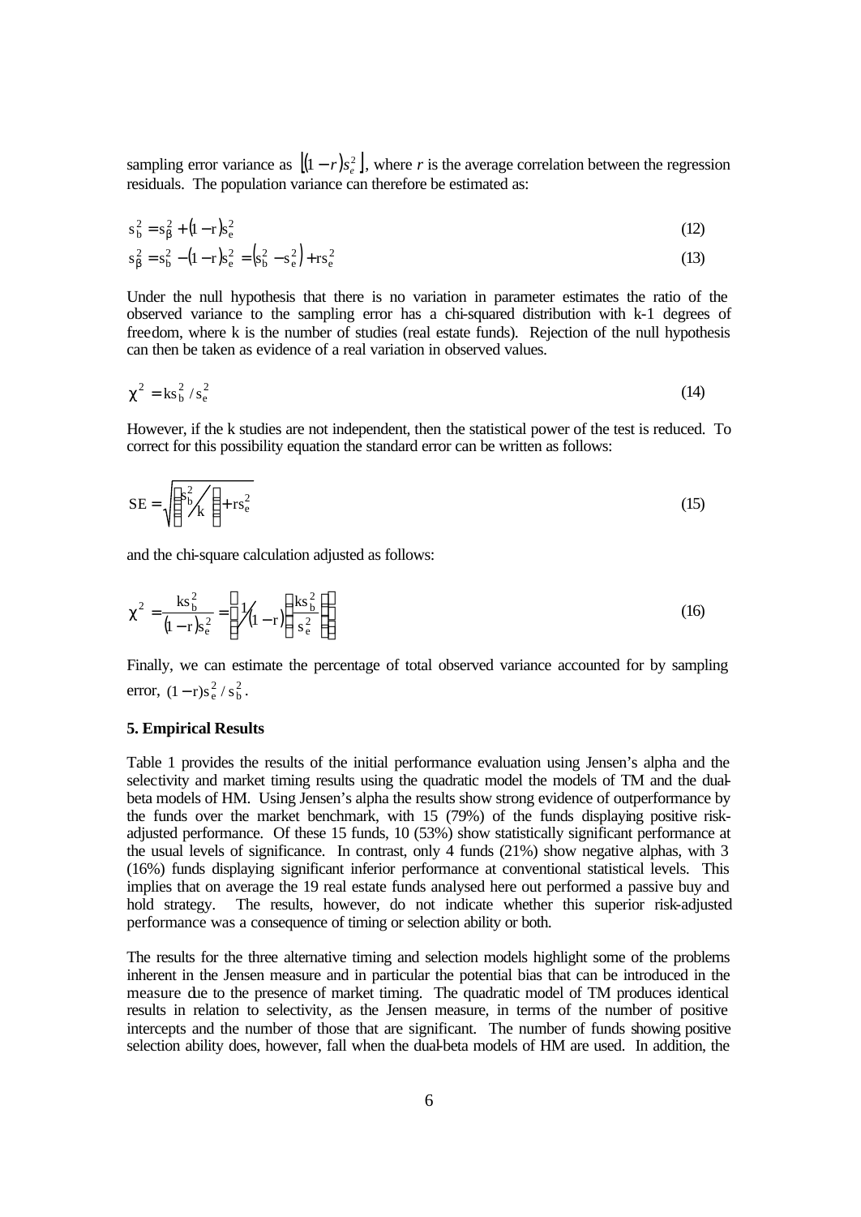sampling error variance as $\left[(1-r)s_e^2\right]$, where $r$ is the average correlation between the regression residuals. The population variance can therefore be estimated as:

$$s_b^2 = s_\beta^2 + (1-r)s_e^2 \tag{12}$$

$$s_\beta^2 = s_b^2 - (1-r)s_e^2 = \left(s_b^2 - s_e^2\right) + rs_e^2 \tag{13}$$

Under the null hypothesis that there is no variation in parameter estimates the ratio of the observed variance to the sampling error has a chi-squared distribution with k-1 degrees of freedom, where k is the number of studies (real estate funds). Rejection of the null hypothesis can then be taken as evidence of a real variation in observed values.

$$\chi^2 = ks_b^2 / s_e^2 \tag{14}$$

However, if the k studies are not independent, then the statistical power of the test is reduced. To correct for this possibility equation the standard error can be written as follows:

$$SE = \sqrt{\left(s_b^2 \big/ k\right) + rs_e^2} \tag{15}$$

and the chi-square calculation adjusted as follows:

$$\chi^2 = \frac{ks_b^2}{(1-r)s_e^2} = \left(1 \big/ (1-r)\right)\left(\frac{ks_b^2}{s_e^2}\right) \tag{16}$$

Finally, we can estimate the percentage of total observed variance accounted for by sampling error, $(1-r)s_e^2 / s_b^2$.

**5. Empirical Results**

Table 1 provides the results of the initial performance evaluation using Jensen's alpha and the selectivity and market timing results using the quadratic model the models of TM and the dual-beta models of HM. Using Jensen's alpha the results show strong evidence of outperformance by the funds over the market benchmark, with 15 (79%) of the funds displaying positive risk-adjusted performance. Of these 15 funds, 10 (53%) show statistically significant performance at the usual levels of significance. In contrast, only 4 funds (21%) show negative alphas, with 3 (16%) funds displaying significant inferior performance at conventional statistical levels. This implies that on average the 19 real estate funds analysed here out performed a passive buy and hold strategy. The results, however, do not indicate whether this superior risk-adjusted performance was a consequence of timing or selection ability or both.

The results for the three alternative timing and selection models highlight some of the problems inherent in the Jensen measure and in particular the potential bias that can be introduced in the measure due to the presence of market timing. The quadratic model of TM produces identical results in relation to selectivity, as the Jensen measure, in terms of the number of positive intercepts and the number of those that are significant. The number of funds showing positive selection ability does, however, fall when the dual-beta models of HM are used. In addition, the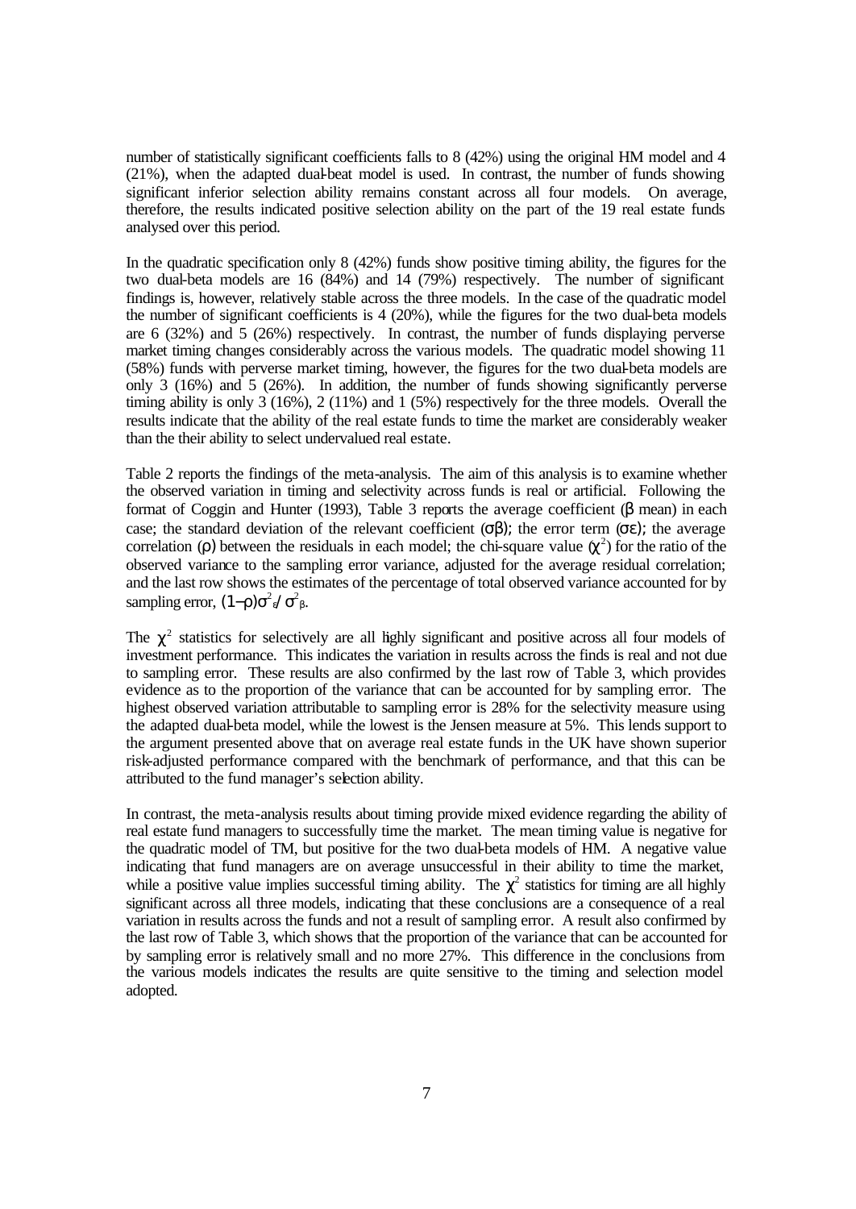number of statistically significant coefficients falls to 8 (42%) using the original HM model and 4 (21%), when the adapted dual-beat model is used. In contrast, the number of funds showing significant inferior selection ability remains constant across all four models. On average, therefore, the results indicated positive selection ability on the part of the 19 real estate funds analysed over this period.

In the quadratic specification only 8 (42%) funds show positive timing ability, the figures for the two dual-beta models are 16 (84%) and 14 (79%) respectively. The number of significant findings is, however, relatively stable across the three models. In the case of the quadratic model the number of significant coefficients is 4 (20%), while the figures for the two dual-beta models are 6 (32%) and 5 (26%) respectively. In contrast, the number of funds displaying perverse market timing changes considerably across the various models. The quadratic model showing 11 (58%) funds with perverse market timing, however, the figures for the two dual-beta models are only 3 (16%) and 5 (26%). In addition, the number of funds showing significantly perverse timing ability is only 3 (16%), 2 (11%) and 1 (5%) respectively for the three models. Overall the results indicate that the ability of the real estate funds to time the market are considerably weaker than the their ability to select undervalued real estate.

Table 2 reports the findings of the meta-analysis. The aim of this analysis is to examine whether the observed variation in timing and selectivity across funds is real or artificial. Following the format of Coggin and Hunter (1993), Table 3 reports the average coefficient ($\beta$ mean) in each case; the standard deviation of the relevant coefficient ($\sigma\beta$); the error term ($\sigma\varepsilon$); the average correlation ($\rho$) between the residuals in each model; the chi-square value ($\chi^2$) for the ratio of the observed variance to the sampling error variance, adjusted for the average residual correlation; and the last row shows the estimates of the percentage of total observed variance accounted for by sampling error, $(1-\rho)\sigma^2_\varepsilon / \sigma^2_\beta$.

The $\chi^2$ statistics for selectively are all highly significant and positive across all four models of investment performance. This indicates the variation in results across the finds is real and not due to sampling error. These results are also confirmed by the last row of Table 3, which provides evidence as to the proportion of the variance that can be accounted for by sampling error. The highest observed variation attributable to sampling error is 28% for the selectivity measure using the adapted dual-beta model, while the lowest is the Jensen measure at 5%. This lends support to the argument presented above that on average real estate funds in the UK have shown superior risk-adjusted performance compared with the benchmark of performance, and that this can be attributed to the fund manager's selection ability.

In contrast, the meta-analysis results about timing provide mixed evidence regarding the ability of real estate fund managers to successfully time the market. The mean timing value is negative for the quadratic model of TM, but positive for the two dual-beta models of HM. A negative value indicating that fund managers are on average unsuccessful in their ability to time the market, while a positive value implies successful timing ability. The $\chi^2$ statistics for timing are all highly significant across all three models, indicating that these conclusions are a consequence of a real variation in results across the funds and not a result of sampling error. A result also confirmed by the last row of Table 3, which shows that the proportion of the variance that can be accounted for by sampling error is relatively small and no more 27%. This difference in the conclusions from the various models indicates the results are quite sensitive to the timing and selection model adopted.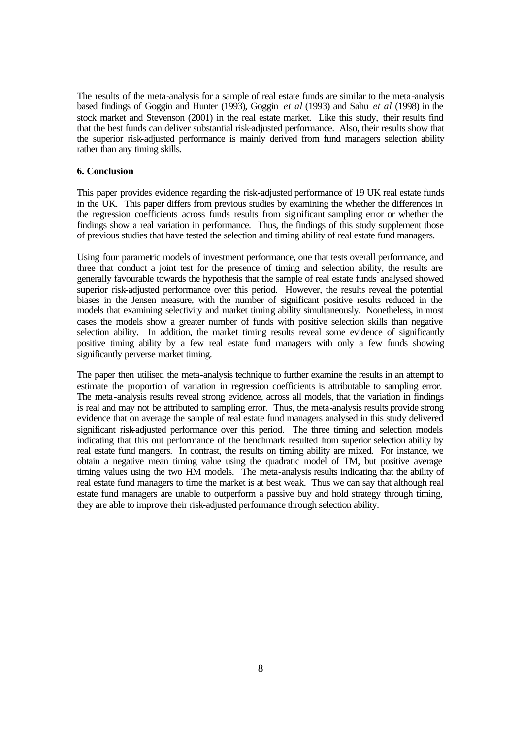The results of the meta-analysis for a sample of real estate funds are similar to the meta-analysis based findings of Goggin and Hunter (1993), Goggin *et al* (1993) and Sahu *et al* (1998) in the stock market and Stevenson (2001) in the real estate market. Like this study, their results find that the best funds can deliver substantial risk-adjusted performance. Also, their results show that the superior risk-adjusted performance is mainly derived from fund managers selection ability rather than any timing skills.

## 6. Conclusion

This paper provides evidence regarding the risk-adjusted performance of 19 UK real estate funds in the UK. This paper differs from previous studies by examining the whether the differences in the regression coefficients across funds results from significant sampling error or whether the findings show a real variation in performance. Thus, the findings of this study supplement those of previous studies that have tested the selection and timing ability of real estate fund managers.

Using four parametric models of investment performance, one that tests overall performance, and three that conduct a joint test for the presence of timing and selection ability, the results are generally favourable towards the hypothesis that the sample of real estate funds analysed showed superior risk-adjusted performance over this period. However, the results reveal the potential biases in the Jensen measure, with the number of significant positive results reduced in the models that examining selectivity and market timing ability simultaneously. Nonetheless, in most cases the models show a greater number of funds with positive selection skills than negative selection ability. In addition, the market timing results reveal some evidence of significantly positive timing ability by a few real estate fund managers with only a few funds showing significantly perverse market timing.

The paper then utilised the meta-analysis technique to further examine the results in an attempt to estimate the proportion of variation in regression coefficients is attributable to sampling error. The meta-analysis results reveal strong evidence, across all models, that the variation in findings is real and may not be attributed to sampling error. Thus, the meta-analysis results provide strong evidence that on average the sample of real estate fund managers analysed in this study delivered significant risk-adjusted performance over this period. The three timing and selection models indicating that this out performance of the benchmark resulted from superior selection ability by real estate fund mangers. In contrast, the results on timing ability are mixed. For instance, we obtain a negative mean timing value using the quadratic model of TM, but positive average timing values using the two HM models. The meta-analysis results indicating that the ability of real estate fund managers to time the market is at best weak. Thus we can say that although real estate fund managers are unable to outperform a passive buy and hold strategy through timing, they are able to improve their risk-adjusted performance through selection ability.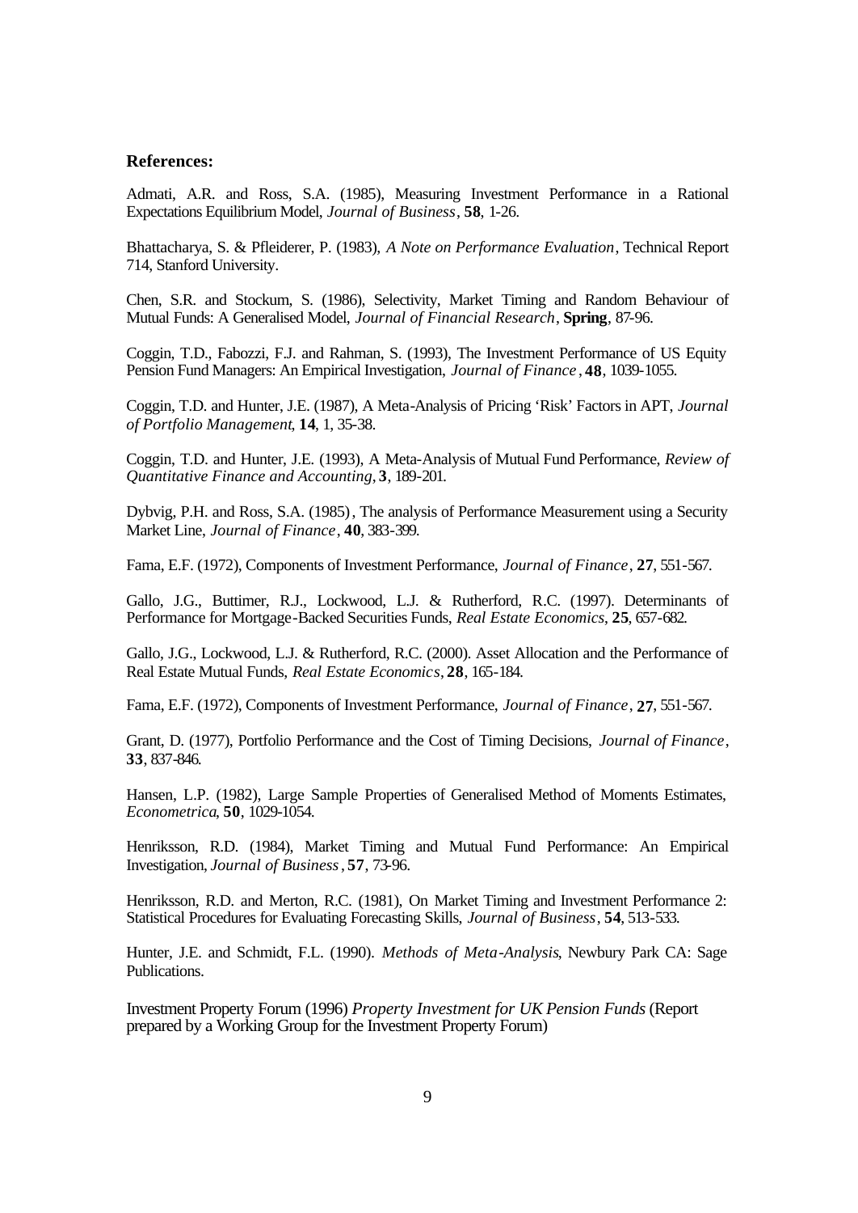**References:**

Admati, A.R. and Ross, S.A. (1985), Measuring Investment Performance in a Rational Expectations Equilibrium Model, *Journal of Business*, **58**, 1-26.

Bhattacharya, S. & Pfleiderer, P. (1983), *A Note on Performance Evaluation*, Technical Report 714, Stanford University.

Chen, S.R. and Stockum, S. (1986), Selectivity, Market Timing and Random Behaviour of Mutual Funds: A Generalised Model, *Journal of Financial Research*, **Spring**, 87-96.

Coggin, T.D., Fabozzi, F.J. and Rahman, S. (1993), The Investment Performance of US Equity Pension Fund Managers: An Empirical Investigation, *Journal of Finance*, **48**, 1039-1055.

Coggin, T.D. and Hunter, J.E. (1987), A Meta-Analysis of Pricing 'Risk' Factors in APT, *Journal of Portfolio Management*, **14**, 1, 35-38.

Coggin, T.D. and Hunter, J.E. (1993), A Meta-Analysis of Mutual Fund Performance, *Review of Quantitative Finance and Accounting*, **3**, 189-201.

Dybvig, P.H. and Ross, S.A. (1985), The analysis of Performance Measurement using a Security Market Line, *Journal of Finance*, **40**, 383-399.

Fama, E.F. (1972), Components of Investment Performance, *Journal of Finance*, **27**, 551-567.

Gallo, J.G., Buttimer, R.J., Lockwood, L.J. & Rutherford, R.C. (1997). Determinants of Performance for Mortgage-Backed Securities Funds, *Real Estate Economics*, **25**, 657-682.

Gallo, J.G., Lockwood, L.J. & Rutherford, R.C. (2000). Asset Allocation and the Performance of Real Estate Mutual Funds, *Real Estate Economics*, **28**, 165-184.

Fama, E.F. (1972), Components of Investment Performance, *Journal of Finance*, **27**, 551-567.

Grant, D. (1977), Portfolio Performance and the Cost of Timing Decisions, *Journal of Finance*, **33**, 837-846.

Hansen, L.P. (1982), Large Sample Properties of Generalised Method of Moments Estimates, *Econometrica*, **50**, 1029-1054.

Henriksson, R.D. (1984), Market Timing and Mutual Fund Performance: An Empirical Investigation, *Journal of Business*, **57**, 73-96.

Henriksson, R.D. and Merton, R.C. (1981), On Market Timing and Investment Performance 2: Statistical Procedures for Evaluating Forecasting Skills, *Journal of Business*, **54**, 513-533.

Hunter, J.E. and Schmidt, F.L. (1990). *Methods of Meta-Analysis*, Newbury Park CA: Sage Publications.

Investment Property Forum (1996) *Property Investment for UK Pension Funds* (Report prepared by a Working Group for the Investment Property Forum)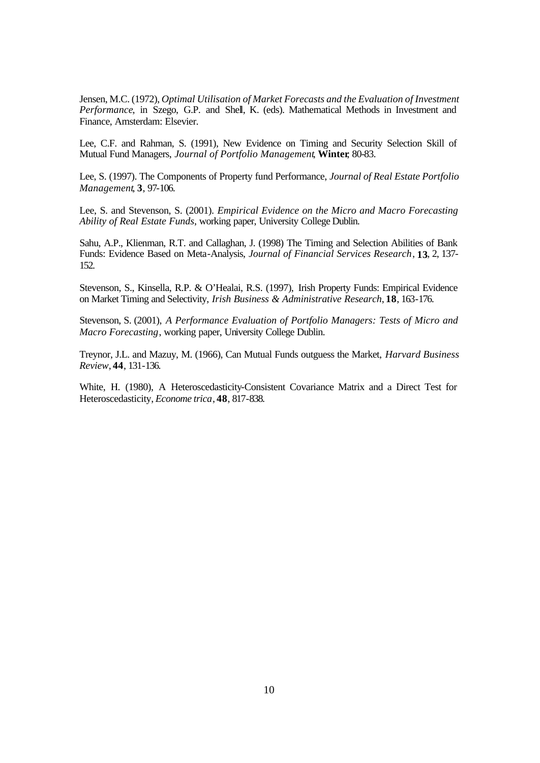Jensen, M.C. (1972), *Optimal Utilisation of Market Forecasts and the Evaluation of Investment Performance*, in Szego, G.P. and Shell, K. (eds). Mathematical Methods in Investment and Finance, Amsterdam: Elsevier.

Lee, C.F. and Rahman, S. (1991), New Evidence on Timing and Security Selection Skill of Mutual Fund Managers, *Journal of Portfolio Management*, **Winter**, 80-83.

Lee, S. (1997). The Components of Property fund Performance, *Journal of Real Estate Portfolio Management*, **3**, 97-106.

Lee, S. and Stevenson, S. (2001). *Empirical Evidence on the Micro and Macro Forecasting Ability of Real Estate Funds*, working paper, University College Dublin.

Sahu, A.P., Klienman, R.T. and Callaghan, J. (1998) The Timing and Selection Abilities of Bank Funds: Evidence Based on Meta-Analysis, *Journal of Financial Services Research*, **13**, 2, 137-152.

Stevenson, S., Kinsella, R.P. & O'Healai, R.S. (1997), Irish Property Funds: Empirical Evidence on Market Timing and Selectivity, *Irish Business & Administrative Research*, **18**, 163-176.

Stevenson, S. (2001), *A Performance Evaluation of Portfolio Managers: Tests of Micro and Macro Forecasting*, working paper, University College Dublin.

Treynor, J.L. and Mazuy, M. (1966), Can Mutual Funds outguess the Market, *Harvard Business Review*, **44**, 131-136.

White, H. (1980), A Heteroscedasticity-Consistent Covariance Matrix and a Direct Test for Heteroscedasticity, *Econome trica*, **48**, 817-838.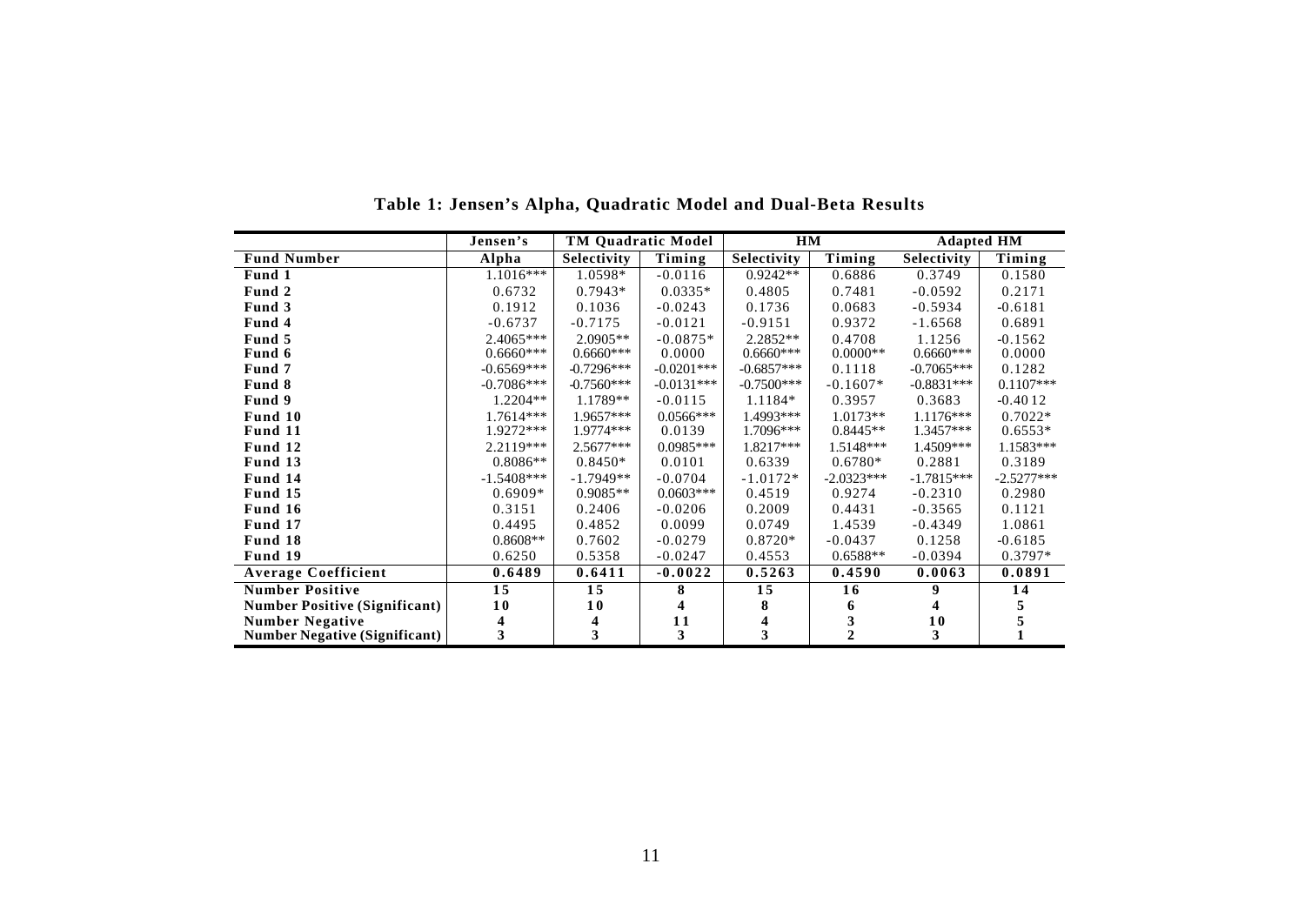**Table 1: Jensen's Alpha, Quadratic Model and Dual-Beta Results**

| | Jensen's | TM Quadratic Model | | HM | | Adapted HM | |
|---|---|---|---|---|---|---|---|
| **Fund Number** | **Alpha** | **Selectivity** | **Timing** | **Selectivity** | **Timing** | **Selectivity** | **Timing** |
| **Fund 1** | 1.1016*** | 1.0598* | -0.0116 | 0.9242** | 0.6886 | 0.3749 | 0.1580 |
| **Fund 2** | 0.6732 | 0.7943* | 0.0335* | 0.4805 | 0.7481 | -0.0592 | 0.2171 |
| **Fund 3** | 0.1912 | 0.1036 | -0.0243 | 0.1736 | 0.0683 | -0.5934 | -0.6181 |
| **Fund 4** | -0.6737 | -0.7175 | -0.0121 | -0.9151 | 0.9372 | -1.6568 | 0.6891 |
| **Fund 5** | 2.4065*** | 2.0905** | -0.0875* | 2.2852** | 0.4708 | 1.1256 | -0.1562 |
| **Fund 6** | 0.6660*** | 0.6660*** | 0.0000 | 0.6660*** | 0.0000** | 0.6660*** | 0.0000 |
| **Fund 7** | -0.6569*** | -0.7296*** | -0.0201*** | -0.6857*** | 0.1118 | -0.7065*** | 0.1282 |
| **Fund 8** | -0.7086*** | -0.7560*** | -0.0131*** | -0.7500*** | -0.1607* | -0.8831*** | 0.1107*** |
| **Fund 9** | 1.2204** | 1.1789** | -0.0115 | 1.1184* | 0.3957 | 0.3683 | -0.4012 |
| **Fund 10** | 1.7614*** | 1.9657*** | 0.0566*** | 1.4993*** | 1.0173** | 1.1176*** | 0.7022* |
| **Fund 11** | 1.9272*** | 1.9774*** | 0.0139 | 1.7096*** | 0.8445** | 1.3457*** | 0.6553* |
| **Fund 12** | 2.2119*** | 2.5677*** | 0.0985*** | 1.8217*** | 1.5148*** | 1.4509*** | 1.1583*** |
| **Fund 13** | 0.8086** | 0.8450* | 0.0101 | 0.6339 | 0.6780* | 0.2881 | 0.3189 |
| **Fund 14** | -1.5408*** | -1.7949** | -0.0704 | -1.0172* | -2.0323*** | -1.7815*** | -2.5277*** |
| **Fund 15** | 0.6909* | 0.9085** | 0.0603*** | 0.4519 | 0.9274 | -0.2310 | 0.2980 |
| **Fund 16** | 0.3151 | 0.2406 | -0.0206 | 0.2009 | 0.4431 | -0.3565 | 0.1121 |
| **Fund 17** | 0.4495 | 0.4852 | 0.0099 | 0.0749 | 1.4539 | -0.4349 | 1.0861 |
| **Fund 18** | 0.8608** | 0.7602 | -0.0279 | 0.8720* | -0.0437 | 0.1258 | -0.6185 |
| **Fund 19** | 0.6250 | 0.5358 | -0.0247 | 0.4553 | 0.6588** | -0.0394 | 0.3797* |
| **Average Coefficient** | **0.6489** | **0.6411** | **-0.0022** | **0.5263** | **0.4590** | **0.0063** | **0.0891** |
| **Number Positive** | **15** | **15** | **8** | **15** | **16** | **9** | **14** |
| **Number Positive (Significant)** | **10** | **10** | **4** | **8** | **6** | **4** | **5** |
| **Number Negative** | **4** | **4** | **11** | **4** | **3** | **10** | **5** |
| **Number Negative (Significant)** | **3** | **3** | **3** | **3** | **2** | **3** | **1** |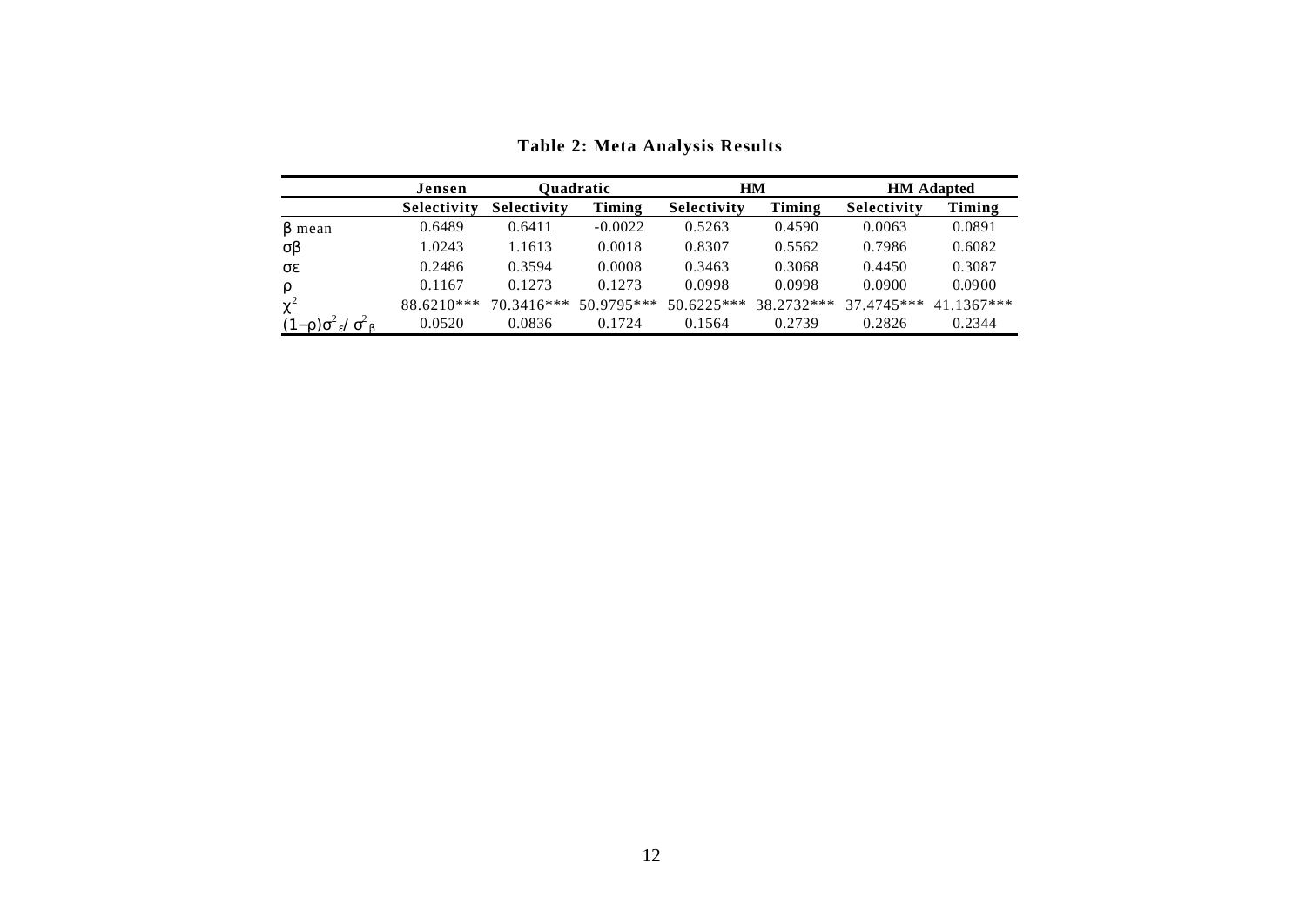**Table 2: Meta Analysis Results**

| | Jensen | Quadratic | | HM | | HM Adapted | |
|---|---|---|---|---|---|---|---|
| | Selectivity | Selectivity | Timing | Selectivity | Timing | Selectivity | Timing |
| $\beta$ mean | 0.6489 | 0.6411 | -0.0022 | 0.5263 | 0.4590 | 0.0063 | 0.0891 |
| $\sigma\beta$ | 1.0243 | 1.1613 | 0.0018 | 0.8307 | 0.5562 | 0.7986 | 0.6082 |
| $\sigma\varepsilon$ | 0.2486 | 0.3594 | 0.0008 | 0.3463 | 0.3068 | 0.4450 | 0.3087 |
| $\rho$ | 0.1167 | 0.1273 | 0.1273 | 0.0998 | 0.0998 | 0.0900 | 0.0900 |
| $\chi^2$ | 88.6210*** | 70.3416*** | 50.9795*** | 50.6225*** | 38.2732*** | 37.4745*** | 41.1367*** |
| $(1-\rho)\sigma^2_\varepsilon / \sigma^2_\beta$ | 0.0520 | 0.0836 | 0.1724 | 0.1564 | 0.2739 | 0.2826 | 0.2344 |